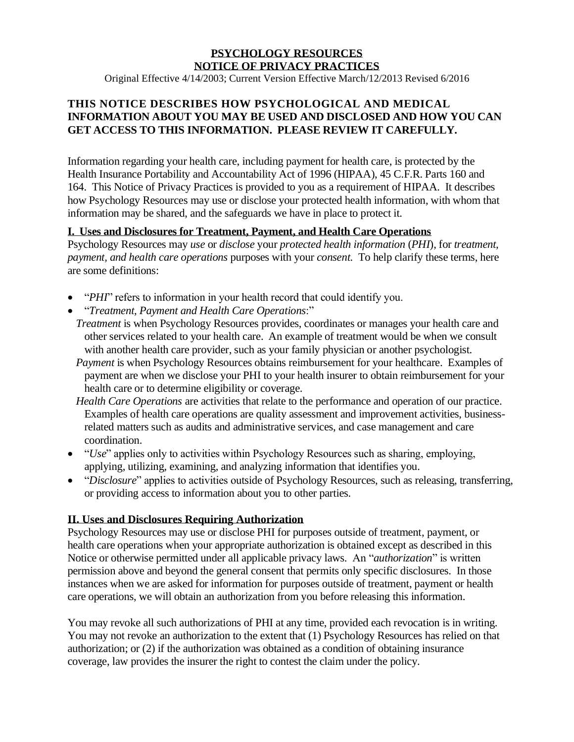# PSYCHOLOGY RESOURCES
# NOTICE OF PRIVACY PRACTICES

Original Effective 4/14/2003; Current Version Effective March/12/2013 Revised 6/2016

## THIS NOTICE DESCRIBES HOW PSYCHOLOGICAL AND MEDICAL INFORMATION ABOUT YOU MAY BE USED AND DISCLOSED AND HOW YOU CAN GET ACCESS TO THIS INFORMATION. PLEASE REVIEW IT CAREFULLY.

Information regarding your health care, including payment for health care, is protected by the Health Insurance Portability and Accountability Act of 1996 (HIPAA), 45 C.F.R. Parts 160 and 164. This Notice of Privacy Practices is provided to you as a requirement of HIPAA. It describes how Psychology Resources may use or disclose your protected health information, with whom that information may be shared, and the safeguards we have in place to protect it.

## I. Uses and Disclosures for Treatment, Payment, and Health Care Operations

Psychology Resources may *use* or *disclose* your *protected health information* (*PHI*), for *treatment, payment, and health care operations* purposes with your *consent.* To help clarify these terms, here are some definitions:

- "*PHI*" refers to information in your health record that could identify you.
- "*Treatment, Payment and Health Care Operations*:"
  - *Treatment* is when Psychology Resources provides, coordinates or manages your health care and other services related to your health care. An example of treatment would be when we consult with another health care provider, such as your family physician or another psychologist.
  - *Payment* is when Psychology Resources obtains reimbursement for your healthcare. Examples of payment are when we disclose your PHI to your health insurer to obtain reimbursement for your health care or to determine eligibility or coverage.
  - *Health Care Operations* are activities that relate to the performance and operation of our practice. Examples of health care operations are quality assessment and improvement activities, business-related matters such as audits and administrative services, and case management and care coordination.
- "*Use*" applies only to activities within Psychology Resources such as sharing, employing, applying, utilizing, examining, and analyzing information that identifies you.
- "*Disclosure*" applies to activities outside of Psychology Resources, such as releasing, transferring, or providing access to information about you to other parties.

## II. Uses and Disclosures Requiring Authorization

Psychology Resources may use or disclose PHI for purposes outside of treatment, payment, or health care operations when your appropriate authorization is obtained except as described in this Notice or otherwise permitted under all applicable privacy laws. An "*authorization*" is written permission above and beyond the general consent that permits only specific disclosures. In those instances when we are asked for information for purposes outside of treatment, payment or health care operations, we will obtain an authorization from you before releasing this information.

You may revoke all such authorizations of PHI at any time, provided each revocation is in writing. You may not revoke an authorization to the extent that (1) Psychology Resources has relied on that authorization; or (2) if the authorization was obtained as a condition of obtaining insurance coverage, law provides the insurer the right to contest the claim under the policy.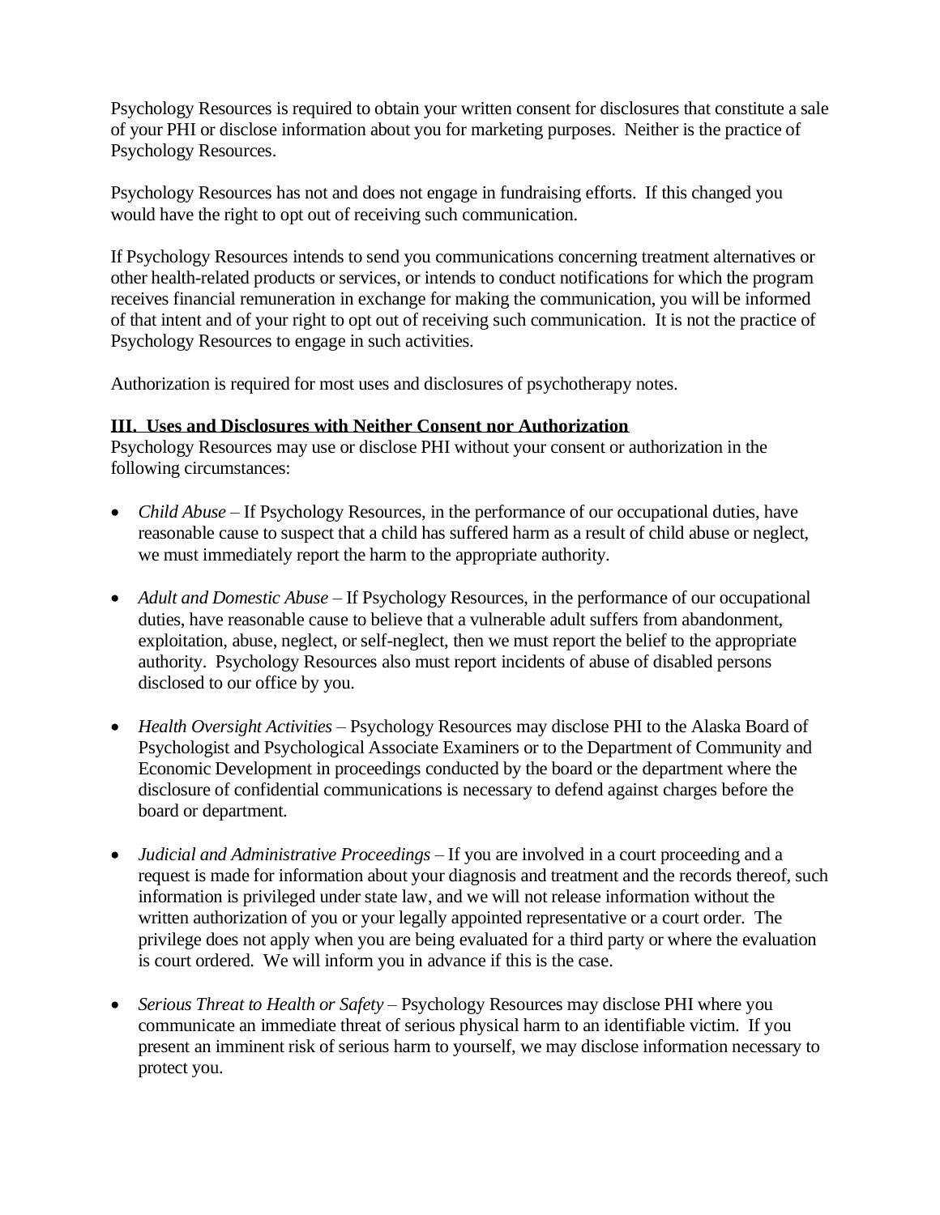Psychology Resources is required to obtain your written consent for disclosures that constitute a sale of your PHI or disclose information about you for marketing purposes. Neither is the practice of Psychology Resources.

Psychology Resources has not and does not engage in fundraising efforts. If this changed you would have the right to opt out of receiving such communication.

If Psychology Resources intends to send you communications concerning treatment alternatives or other health-related products or services, or intends to conduct notifications for which the program receives financial remuneration in exchange for making the communication, you will be informed of that intent and of your right to opt out of receiving such communication. It is not the practice of Psychology Resources to engage in such activities.

Authorization is required for most uses and disclosures of psychotherapy notes.

## III. Uses and Disclosures with Neither Consent nor Authorization

Psychology Resources may use or disclose PHI without your consent or authorization in the following circumstances:

- *Child Abuse* – If Psychology Resources, in the performance of our occupational duties, have reasonable cause to suspect that a child has suffered harm as a result of child abuse or neglect, we must immediately report the harm to the appropriate authority.

- *Adult and Domestic Abuse* – If Psychology Resources, in the performance of our occupational duties, have reasonable cause to believe that a vulnerable adult suffers from abandonment, exploitation, abuse, neglect, or self-neglect, then we must report the belief to the appropriate authority. Psychology Resources also must report incidents of abuse of disabled persons disclosed to our office by you.

- *Health Oversight Activities* – Psychology Resources may disclose PHI to the Alaska Board of Psychologist and Psychological Associate Examiners or to the Department of Community and Economic Development in proceedings conducted by the board or the department where the disclosure of confidential communications is necessary to defend against charges before the board or department.

- *Judicial and Administrative Proceedings* – If you are involved in a court proceeding and a request is made for information about your diagnosis and treatment and the records thereof, such information is privileged under state law, and we will not release information without the written authorization of you or your legally appointed representative or a court order. The privilege does not apply when you are being evaluated for a third party or where the evaluation is court ordered. We will inform you in advance if this is the case.

- *Serious Threat to Health or Safety* – Psychology Resources may disclose PHI where you communicate an immediate threat of serious physical harm to an identifiable victim. If you present an imminent risk of serious harm to yourself, we may disclose information necessary to protect you.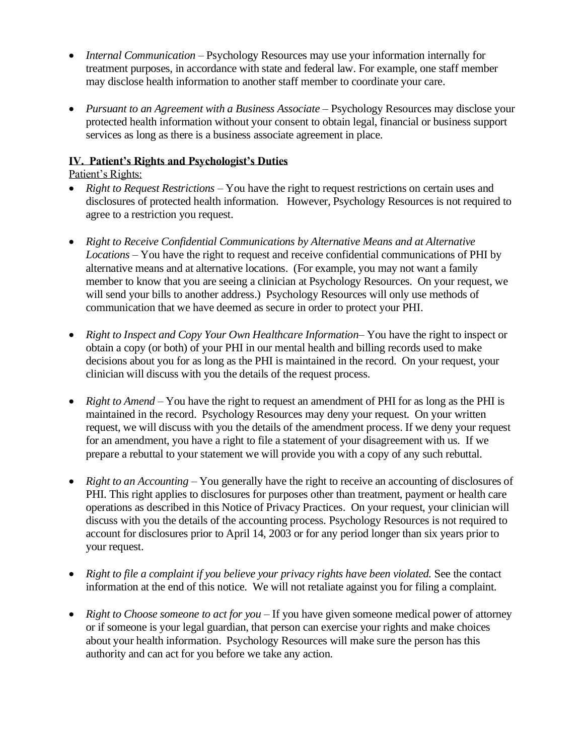- *Internal Communication* – Psychology Resources may use your information internally for treatment purposes, in accordance with state and federal law. For example, one staff member may disclose health information to another staff member to coordinate your care.

- *Pursuant to an Agreement with a Business Associate* – Psychology Resources may disclose your protected health information without your consent to obtain legal, financial or business support services as long as there is a business associate agreement in place.

## IV. Patient's Rights and Psychologist's Duties

Patient's Rights:

- *Right to Request Restrictions* – You have the right to request restrictions on certain uses and disclosures of protected health information. However, Psychology Resources is not required to agree to a restriction you request.

- *Right to Receive Confidential Communications by Alternative Means and at Alternative Locations* – You have the right to request and receive confidential communications of PHI by alternative means and at alternative locations. (For example, you may not want a family member to know that you are seeing a clinician at Psychology Resources. On your request, we will send your bills to another address.) Psychology Resources will only use methods of communication that we have deemed as secure in order to protect your PHI.

- *Right to Inspect and Copy Your Own Healthcare Information*– You have the right to inspect or obtain a copy (or both) of your PHI in our mental health and billing records used to make decisions about you for as long as the PHI is maintained in the record. On your request, your clinician will discuss with you the details of the request process.

- *Right to Amend* – You have the right to request an amendment of PHI for as long as the PHI is maintained in the record. Psychology Resources may deny your request. On your written request, we will discuss with you the details of the amendment process. If we deny your request for an amendment, you have a right to file a statement of your disagreement with us. If we prepare a rebuttal to your statement we will provide you with a copy of any such rebuttal.

- *Right to an Accounting* – You generally have the right to receive an accounting of disclosures of PHI. This right applies to disclosures for purposes other than treatment, payment or health care operations as described in this Notice of Privacy Practices. On your request, your clinician will discuss with you the details of the accounting process. Psychology Resources is not required to account for disclosures prior to April 14, 2003 or for any period longer than six years prior to your request.

- *Right to file a complaint if you believe your privacy rights have been violated.* See the contact information at the end of this notice. We will not retaliate against you for filing a complaint.

- *Right to Choose someone to act for you* – If you have given someone medical power of attorney or if someone is your legal guardian, that person can exercise your rights and make choices about your health information. Psychology Resources will make sure the person has this authority and can act for you before we take any action.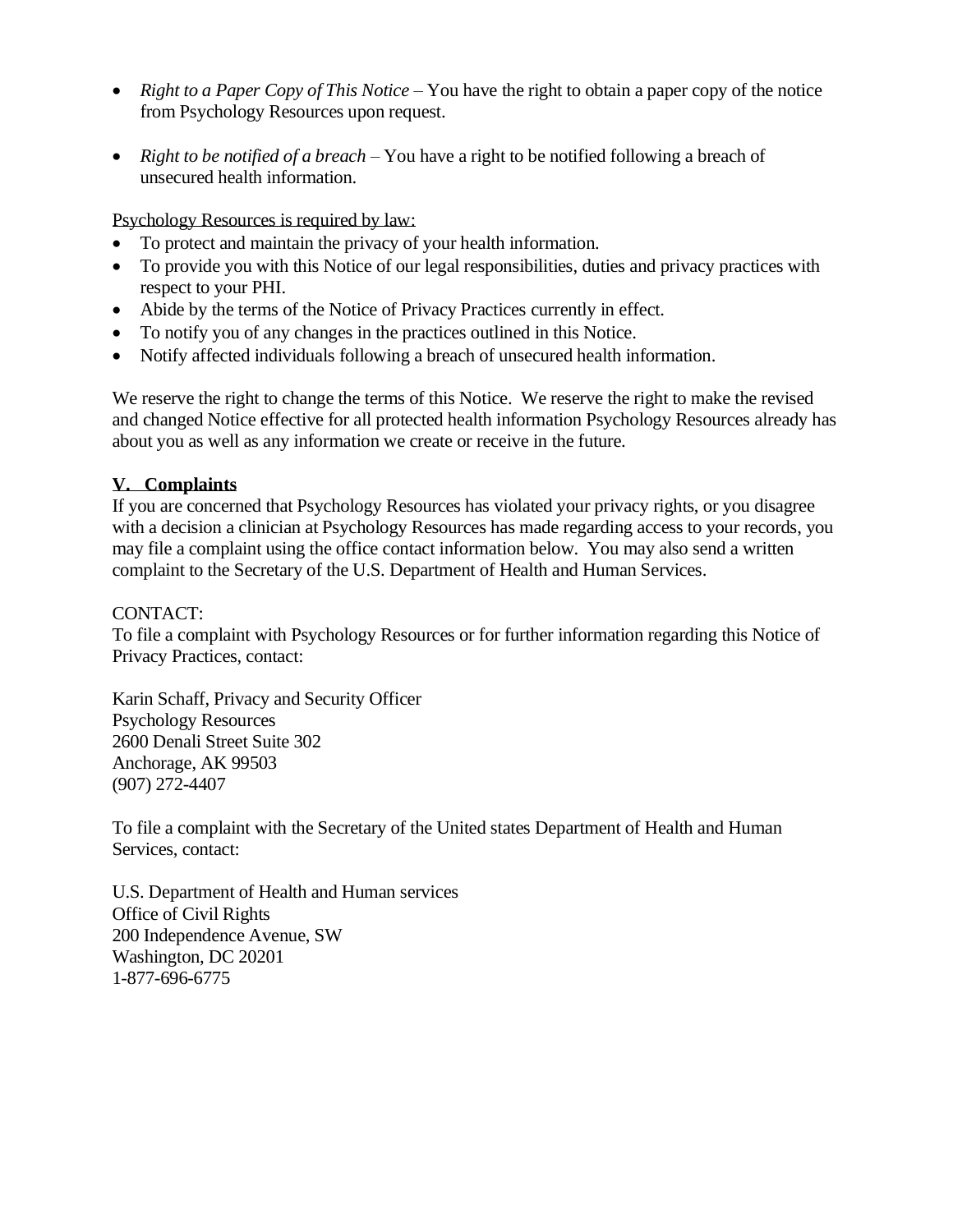- *Right to a Paper Copy of This Notice* – You have the right to obtain a paper copy of the notice from Psychology Resources upon request.

- *Right to be notified of a breach* – You have a right to be notified following a breach of unsecured health information.

Psychology Resources is required by law:

- To protect and maintain the privacy of your health information.
- To provide you with this Notice of our legal responsibilities, duties and privacy practices with respect to your PHI.
- Abide by the terms of the Notice of Privacy Practices currently in effect.
- To notify you of any changes in the practices outlined in this Notice.
- Notify affected individuals following a breach of unsecured health information.

We reserve the right to change the terms of this Notice. We reserve the right to make the revised and changed Notice effective for all protected health information Psychology Resources already has about you as well as any information we create or receive in the future.

## V. Complaints

If you are concerned that Psychology Resources has violated your privacy rights, or you disagree with a decision a clinician at Psychology Resources has made regarding access to your records, you may file a complaint using the office contact information below. You may also send a written complaint to the Secretary of the U.S. Department of Health and Human Services.

CONTACT:
To file a complaint with Psychology Resources or for further information regarding this Notice of Privacy Practices, contact:

Karin Schaff, Privacy and Security Officer
Psychology Resources
2600 Denali Street Suite 302
Anchorage, AK 99503
(907) 272-4407

To file a complaint with the Secretary of the United states Department of Health and Human Services, contact:

U.S. Department of Health and Human services
Office of Civil Rights
200 Independence Avenue, SW
Washington, DC 20201
1-877-696-6775